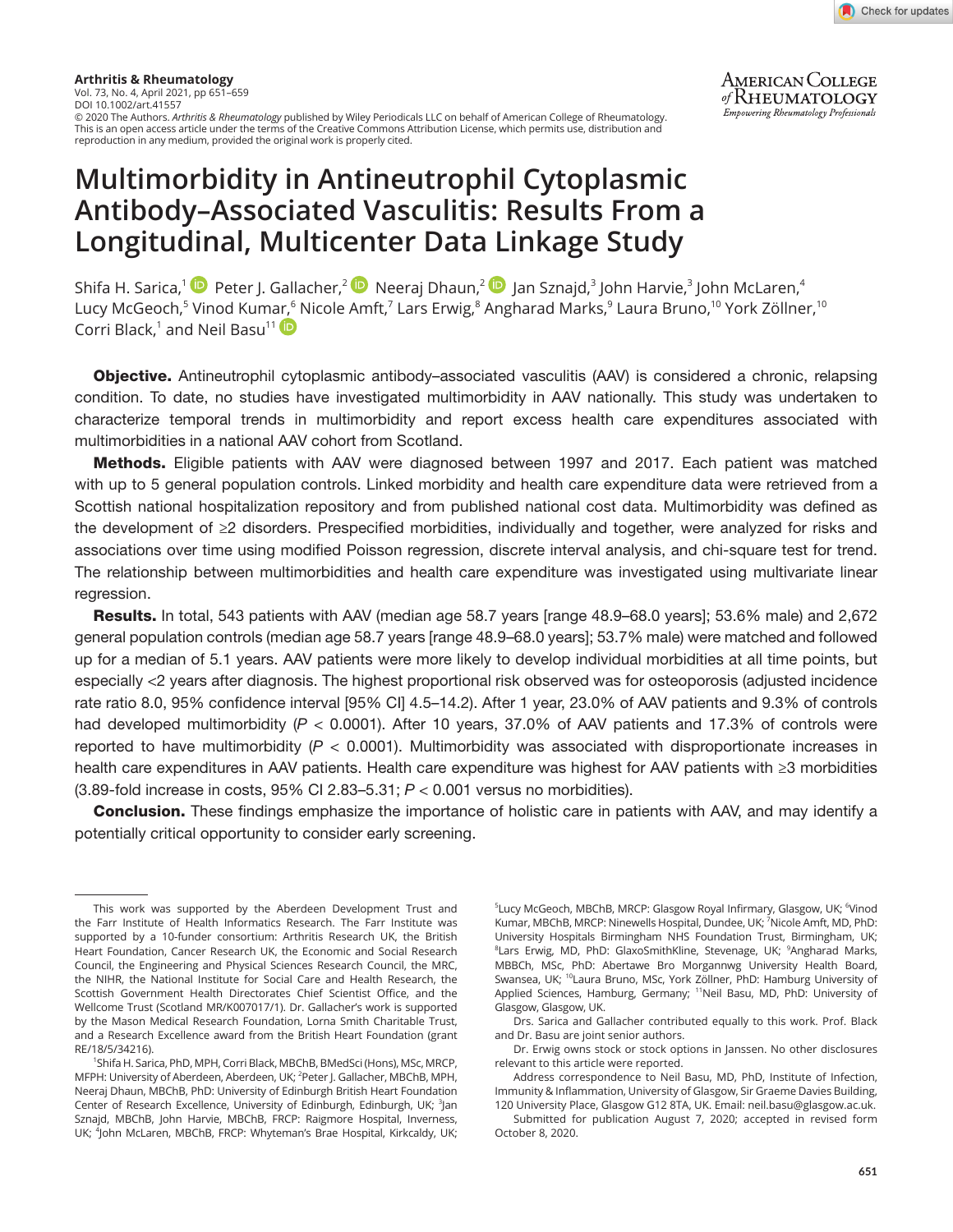**Arthritis & Rheumatology**
Vol. 73, No. 4, April 2021, pp 651–659
DOI 10.1002/art.41557
© 2020 The Authors. *Arthritis & Rheumatology* published by Wiley Periodicals LLC on behalf of American College of Rheumatology. This is an open access article under the terms of the Creative Commons Attribution License, which permits use, distribution and reproduction in any medium, provided the original work is properly cited.

# Multimorbidity in Antineutrophil Cytoplasmic Antibody–Associated Vasculitis: Results From a Longitudinal, Multicenter Data Linkage Study

Shifa H. Sarica,[1] Peter J. Gallacher,[2] Neeraj Dhaun,[2] Jan Sznajd,[3] John Harvie,[3] John McLaren,[4] Lucy McGeoch,[5] Vinod Kumar,[6] Nicole Amft,[7] Lars Erwig,[8] Angharad Marks,[9] Laura Bruno,[10] York Zöllner,[10] Corri Black,[1] and Neil Basu[11]

**Objective.** Antineutrophil cytoplasmic antibody–associated vasculitis (AAV) is considered a chronic, relapsing condition. To date, no studies have investigated multimorbidity in AAV nationally. This study was undertaken to characterize temporal trends in multimorbidity and report excess health care expenditures associated with multimorbidities in a national AAV cohort from Scotland.

**Methods.** Eligible patients with AAV were diagnosed between 1997 and 2017. Each patient was matched with up to 5 general population controls. Linked morbidity and health care expenditure data were retrieved from a Scottish national hospitalization repository and from published national cost data. Multimorbidity was defined as the development of ≥2 disorders. Prespecified morbidities, individually and together, were analyzed for risks and associations over time using modified Poisson regression, discrete interval analysis, and chi-square test for trend. The relationship between multimorbidities and health care expenditure was investigated using multivariate linear regression.

**Results.** In total, 543 patients with AAV (median age 58.7 years [range 48.9–68.0 years]; 53.6% male) and 2,672 general population controls (median age 58.7 years [range 48.9–68.0 years]; 53.7% male) were matched and followed up for a median of 5.1 years. AAV patients were more likely to develop individual morbidities at all time points, but especially <2 years after diagnosis. The highest proportional risk observed was for osteoporosis (adjusted incidence rate ratio 8.0, 95% confidence interval [95% CI] 4.5–14.2). After 1 year, 23.0% of AAV patients and 9.3% of controls had developed multimorbidity ($P < 0.0001$). After 10 years, 37.0% of AAV patients and 17.3% of controls were reported to have multimorbidity ($P < 0.0001$). Multimorbidity was associated with disproportionate increases in health care expenditures in AAV patients. Health care expenditure was highest for AAV patients with ≥3 morbidities (3.89-fold increase in costs, 95% CI 2.83–5.31; $P < 0.001$ versus no morbidities).

**Conclusion.** These findings emphasize the importance of holistic care in patients with AAV, and may identify a potentially critical opportunity to consider early screening.

---

This work was supported by the Aberdeen Development Trust and the Farr Institute of Health Informatics Research. The Farr Institute was supported by a 10-funder consortium: Arthritis Research UK, the British Heart Foundation, Cancer Research UK, the Economic and Social Research Council, the Engineering and Physical Sciences Research Council, the MRC, the NIHR, the National Institute for Social Care and Health Research, the Scottish Government Health Directorates Chief Scientist Office, and the Wellcome Trust (Scotland MR/K007017/1). Dr. Gallacher's work is supported by the Mason Medical Research Foundation, Lorna Smith Charitable Trust, and a Research Excellence award from the British Heart Foundation (grant RE/18/5/34216).

[1]Shifa H. Sarica, PhD, MPH, Corri Black, MBChB, BMedSci (Hons), MSc, MRCP, MFPH: University of Aberdeen, Aberdeen, UK; [2]Peter J. Gallacher, MBChB, MPH, Neeraj Dhaun, MBChB, PhD: University of Edinburgh British Heart Foundation Center of Research Excellence, University of Edinburgh, Edinburgh, UK; [3]Jan Sznajd, MBChB, John Harvie, MBChB, FRCP: Raigmore Hospital, Inverness, UK; [4]John McLaren, MBChB, FRCP: Whyteman's Brae Hospital, Kirkcaldy, UK; [5]Lucy McGeoch, MBChB, MRCP: Glasgow Royal Infirmary, Glasgow, UK; [6]Vinod Kumar, MBChB, MRCP: Ninewells Hospital, Dundee, UK; [7]Nicole Amft, MD, PhD: University Hospitals Birmingham NHS Foundation Trust, Birmingham, UK; [8]Lars Erwig, MD, PhD: GlaxoSmithKline, Stevenage, UK; [9]Angharad Marks, MBBCh, MSc, PhD: Abertawe Bro Morgannwg University Health Board, Swansea, UK; [10]Laura Bruno, MSc, York Zöllner, PhD: Hamburg University of Applied Sciences, Hamburg, Germany; [11]Neil Basu, MD, PhD: University of Glasgow, Glasgow, UK.

Drs. Sarica and Gallacher contributed equally to this work. Prof. Black and Dr. Basu are joint senior authors.

Dr. Erwig owns stock or stock options in Janssen. No other disclosures relevant to this article were reported.

Address correspondence to Neil Basu, MD, PhD, Institute of Infection, Immunity & Inflammation, University of Glasgow, Sir Graeme Davies Building, 120 University Place, Glasgow G12 8TA, UK. Email: neil.basu@glasgow.ac.uk.

Submitted for publication August 7, 2020; accepted in revised form October 8, 2020.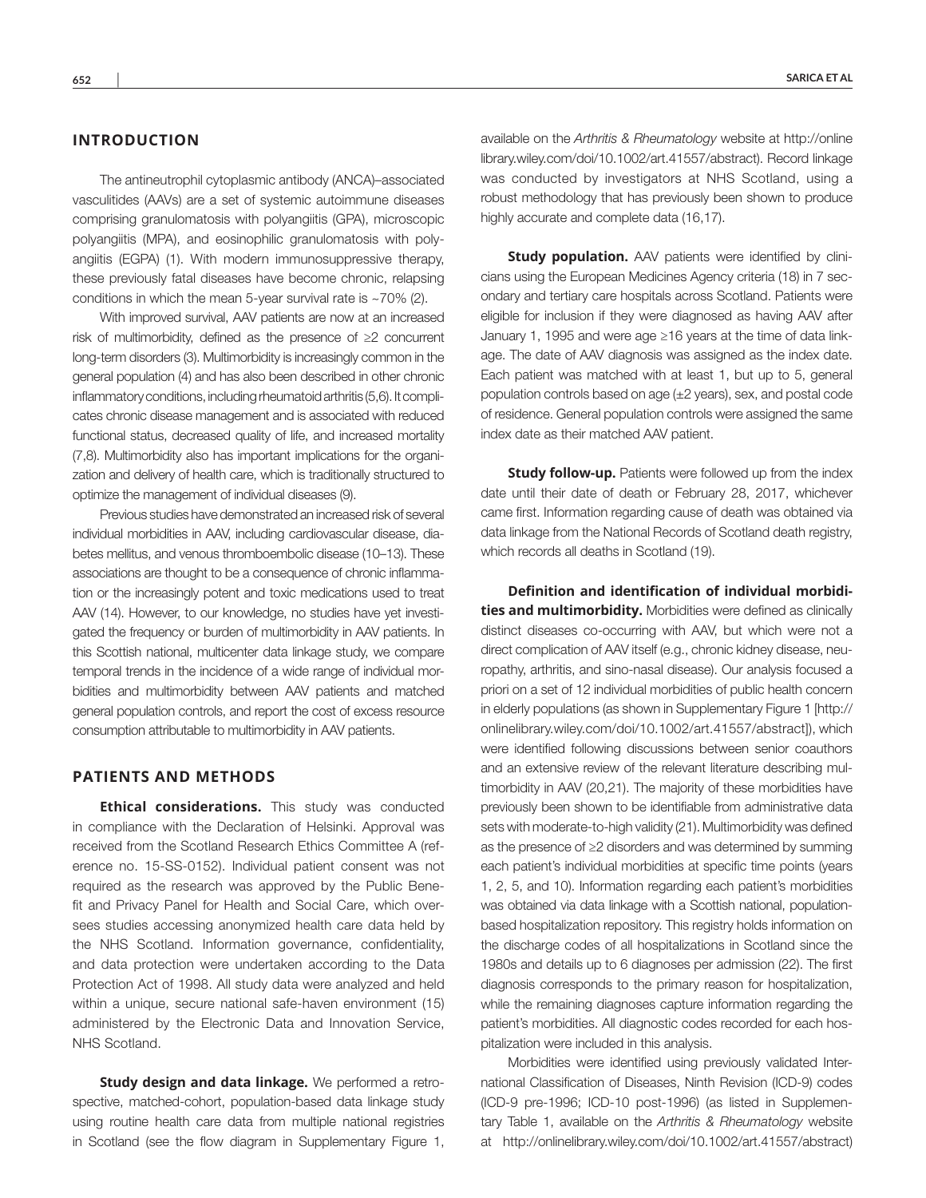## INTRODUCTION

The antineutrophil cytoplasmic antibody (ANCA)–associated vasculitides (AAVs) are a set of systemic autoimmune diseases comprising granulomatosis with polyangiitis (GPA), microscopic polyangiitis (MPA), and eosinophilic granulomatosis with polyangiitis (EGPA) (1). With modern immunosuppressive therapy, these previously fatal diseases have become chronic, relapsing conditions in which the mean 5-year survival rate is ~70% (2).

With improved survival, AAV patients are now at an increased risk of multimorbidity, defined as the presence of ≥2 concurrent long-term disorders (3). Multimorbidity is increasingly common in the general population (4) and has also been described in other chronic inflammatory conditions, including rheumatoid arthritis (5,6). It complicates chronic disease management and is associated with reduced functional status, decreased quality of life, and increased mortality (7,8). Multimorbidity also has important implications for the organization and delivery of health care, which is traditionally structured to optimize the management of individual diseases (9).

Previous studies have demonstrated an increased risk of several individual morbidities in AAV, including cardiovascular disease, diabetes mellitus, and venous thromboembolic disease (10–13). These associations are thought to be a consequence of chronic inflammation or the increasingly potent and toxic medications used to treat AAV (14). However, to our knowledge, no studies have yet investigated the frequency or burden of multimorbidity in AAV patients. In this Scottish national, multicenter data linkage study, we compare temporal trends in the incidence of a wide range of individual morbidities and multimorbidity between AAV patients and matched general population controls, and report the cost of excess resource consumption attributable to multimorbidity in AAV patients.

## PATIENTS AND METHODS

**Ethical considerations.** This study was conducted in compliance with the Declaration of Helsinki. Approval was received from the Scotland Research Ethics Committee A (reference no. 15-SS-0152). Individual patient consent was not required as the research was approved by the Public Benefit and Privacy Panel for Health and Social Care, which oversees studies accessing anonymized health care data held by the NHS Scotland. Information governance, confidentiality, and data protection were undertaken according to the Data Protection Act of 1998. All study data were analyzed and held within a unique, secure national safe-haven environment (15) administered by the Electronic Data and Innovation Service, NHS Scotland.

**Study design and data linkage.** We performed a retrospective, matched-cohort, population-based data linkage study using routine health care data from multiple national registries in Scotland (see the flow diagram in Supplementary Figure 1, available on the *Arthritis & Rheumatology* website at http://onlinelibrary.wiley.com/doi/10.1002/art.41557/abstract). Record linkage was conducted by investigators at NHS Scotland, using a robust methodology that has previously been shown to produce highly accurate and complete data (16,17).

**Study population.** AAV patients were identified by clinicians using the European Medicines Agency criteria (18) in 7 secondary and tertiary care hospitals across Scotland. Patients were eligible for inclusion if they were diagnosed as having AAV after January 1, 1995 and were age ≥16 years at the time of data linkage. The date of AAV diagnosis was assigned as the index date. Each patient was matched with at least 1, but up to 5, general population controls based on age (±2 years), sex, and postal code of residence. General population controls were assigned the same index date as their matched AAV patient.

**Study follow-up.** Patients were followed up from the index date until their date of death or February 28, 2017, whichever came first. Information regarding cause of death was obtained via data linkage from the National Records of Scotland death registry, which records all deaths in Scotland (19).

**Definition and identification of individual morbidities and multimorbidity.** Morbidities were defined as clinically distinct diseases co-occurring with AAV, but which were not a direct complication of AAV itself (e.g., chronic kidney disease, neuropathy, arthritis, and sino-nasal disease). Our analysis focused a priori on a set of 12 individual morbidities of public health concern in elderly populations (as shown in Supplementary Figure 1 [http://onlinelibrary.wiley.com/doi/10.1002/art.41557/abstract]), which were identified following discussions between senior coauthors and an extensive review of the relevant literature describing multimorbidity in AAV (20,21). The majority of these morbidities have previously been shown to be identifiable from administrative data sets with moderate-to-high validity (21). Multimorbidity was defined as the presence of ≥2 disorders and was determined by summing each patient's individual morbidities at specific time points (years 1, 2, 5, and 10). Information regarding each patient's morbidities was obtained via data linkage with a Scottish national, population-based hospitalization repository. This registry holds information on the discharge codes of all hospitalizations in Scotland since the 1980s and details up to 6 diagnoses per admission (22). The first diagnosis corresponds to the primary reason for hospitalization, while the remaining diagnoses capture information regarding the patient's morbidities. All diagnostic codes recorded for each hospitalization were included in this analysis.

Morbidities were identified using previously validated International Classification of Diseases, Ninth Revision (ICD-9) codes (ICD-9 pre-1996; ICD-10 post-1996) (as listed in Supplementary Table 1, available on the *Arthritis & Rheumatology* website at http://onlinelibrary.wiley.com/doi/10.1002/art.41557/abstract)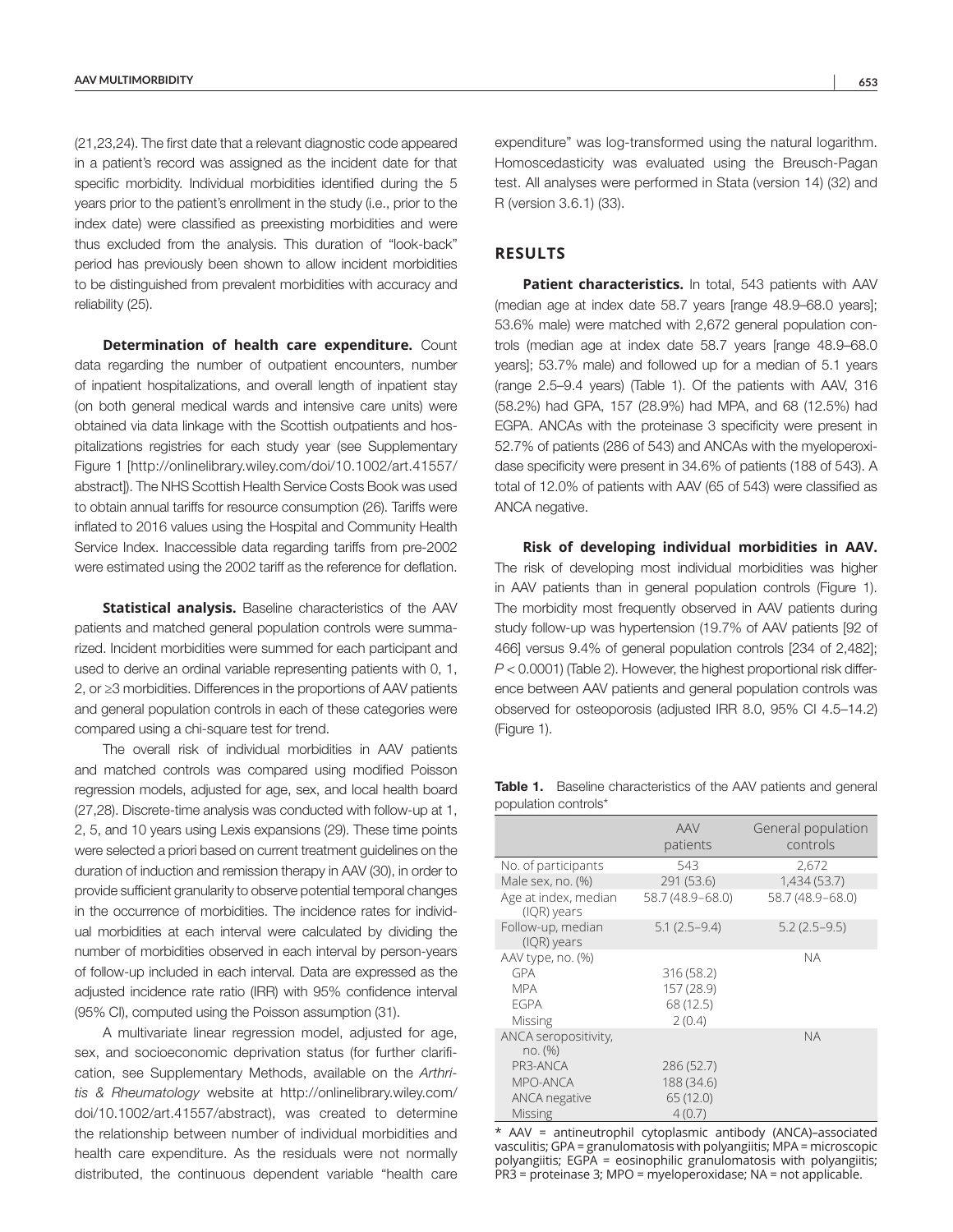(21,23,24). The first date that a relevant diagnostic code appeared in a patient's record was assigned as the incident date for that specific morbidity. Individual morbidities identified during the 5 years prior to the patient's enrollment in the study (i.e., prior to the index date) were classified as preexisting morbidities and were thus excluded from the analysis. This duration of "look-back" period has previously been shown to allow incident morbidities to be distinguished from prevalent morbidities with accuracy and reliability (25).

**Determination of health care expenditure.** Count data regarding the number of outpatient encounters, number of inpatient hospitalizations, and overall length of inpatient stay (on both general medical wards and intensive care units) were obtained via data linkage with the Scottish outpatients and hospitalizations registries for each study year (see Supplementary Figure 1 [http://onlinelibrary.wiley.com/doi/10.1002/art.41557/abstract]). The NHS Scottish Health Service Costs Book was used to obtain annual tariffs for resource consumption (26). Tariffs were inflated to 2016 values using the Hospital and Community Health Service Index. Inaccessible data regarding tariffs from pre-2002 were estimated using the 2002 tariff as the reference for deflation.

**Statistical analysis.** Baseline characteristics of the AAV patients and matched general population controls were summarized. Incident morbidities were summed for each participant and used to derive an ordinal variable representing patients with 0, 1, 2, or ≥3 morbidities. Differences in the proportions of AAV patients and general population controls in each of these categories were compared using a chi-square test for trend.

The overall risk of individual morbidities in AAV patients and matched controls was compared using modified Poisson regression models, adjusted for age, sex, and local health board (27,28). Discrete-time analysis was conducted with follow-up at 1, 2, 5, and 10 years using Lexis expansions (29). These time points were selected a priori based on current treatment guidelines on the duration of induction and remission therapy in AAV (30), in order to provide sufficient granularity to observe potential temporal changes in the occurrence of morbidities. The incidence rates for individual morbidities at each interval were calculated by dividing the number of morbidities observed in each interval by person-years of follow-up included in each interval. Data are expressed as the adjusted incidence rate ratio (IRR) with 95% confidence interval (95% CI), computed using the Poisson assumption (31).

A multivariate linear regression model, adjusted for age, sex, and socioeconomic deprivation status (for further clarification, see Supplementary Methods, available on the *Arthritis & Rheumatology* website at http://onlinelibrary.wiley.com/doi/10.1002/art.41557/abstract), was created to determine the relationship between number of individual morbidities and health care expenditure. As the residuals were not normally distributed, the continuous dependent variable "health care expenditure" was log-transformed using the natural logarithm. Homoscedasticity was evaluated using the Breusch-Pagan test. All analyses were performed in Stata (version 14) (32) and R (version 3.6.1) (33).

## RESULTS

**Patient characteristics.** In total, 543 patients with AAV (median age at index date 58.7 years [range 48.9–68.0 years]; 53.6% male) were matched with 2,672 general population controls (median age at index date 58.7 years [range 48.9–68.0 years]; 53.7% male) and followed up for a median of 5.1 years (range 2.5–9.4 years) (Table 1). Of the patients with AAV, 316 (58.2%) had GPA, 157 (28.9%) had MPA, and 68 (12.5%) had EGPA. ANCAs with the proteinase 3 specificity were present in 52.7% of patients (286 of 543) and ANCAs with the myeloperoxidase specificity were present in 34.6% of patients (188 of 543). A total of 12.0% of patients with AAV (65 of 543) were classified as ANCA negative.

**Risk of developing individual morbidities in AAV.** The risk of developing most individual morbidities was higher in AAV patients than in general population controls (Figure 1). The morbidity most frequently observed in AAV patients during study follow-up was hypertension (19.7% of AAV patients [92 of 466] versus 9.4% of general population controls [234 of 2,482]; $P < 0.0001$) (Table 2). However, the highest proportional risk difference between AAV patients and general population controls was observed for osteoporosis (adjusted IRR 8.0, 95% CI 4.5–14.2) (Figure 1).

**Table 1.** Baseline characteristics of the AAV patients and general population controls*

| | AAV patients | General population controls |
|---|---|---|
| No. of participants | 543 | 2,672 |
| Male sex, no. (%) | 291 (53.6) | 1,434 (53.7) |
| Age at index, median (IQR) years | 58.7 (48.9–68.0) | 58.7 (48.9–68.0) |
| Follow-up, median (IQR) years | 5.1 (2.5–9.4) | 5.2 (2.5–9.5) |
| AAV type, no. (%) | | NA |
| GPA | 316 (58.2) | |
| MPA | 157 (28.9) | |
| EGPA | 68 (12.5) | |
| Missing | 2 (0.4) | |
| ANCA seropositivity, no. (%) | | NA |
| PR3-ANCA | 286 (52.7) | |
| MPO-ANCA | 188 (34.6) | |
| ANCA negative | 65 (12.0) | |
| Missing | 4 (0.7) | |

* AAV = antineutrophil cytoplasmic antibody (ANCA)–associated vasculitis; GPA = granulomatosis with polyangiitis; MPA = microscopic polyangiitis; EGPA = eosinophilic granulomatosis with polyangiitis; PR3 = proteinase 3; MPO = myeloperoxidase; NA = not applicable.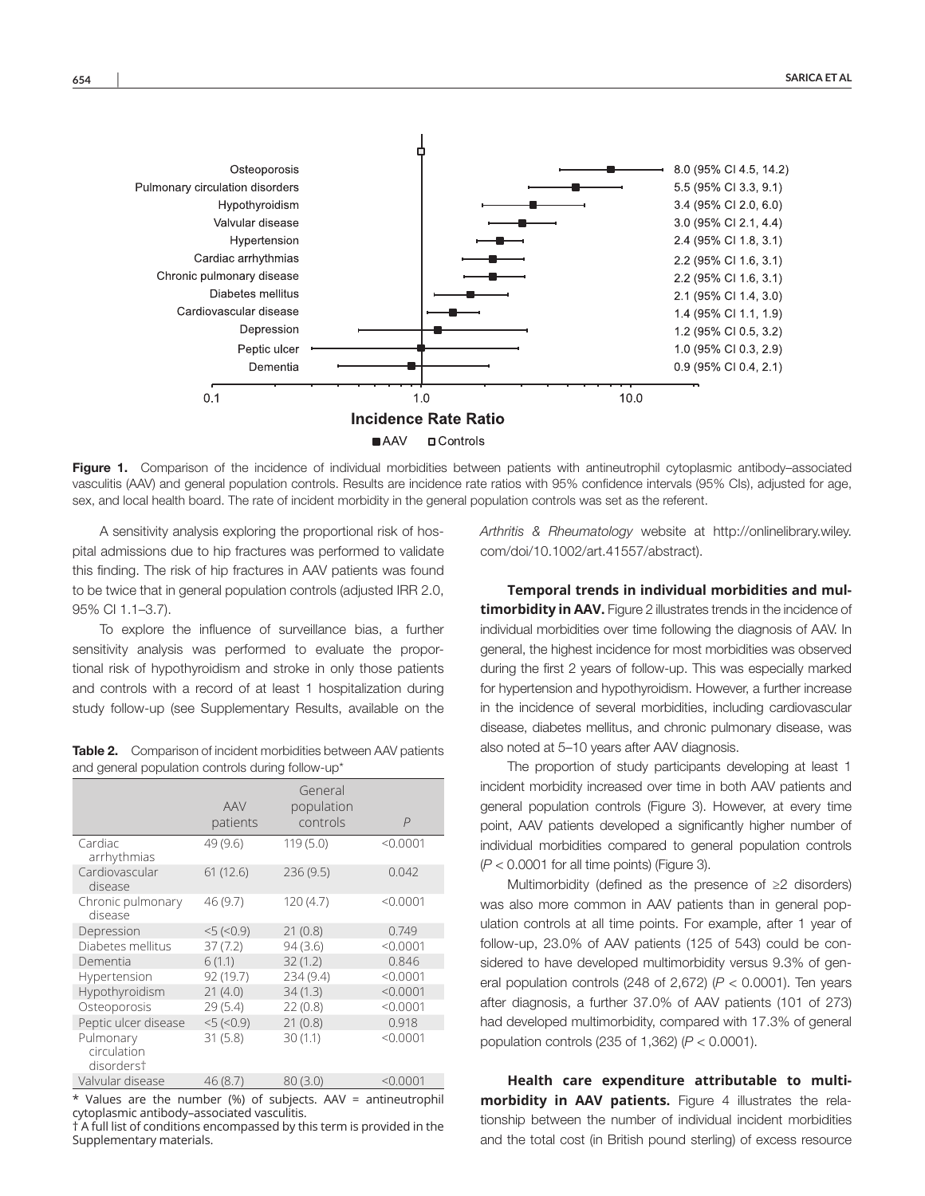Figure 1. Comparison of the incidence of individual morbidities between patients with antineutrophil cytoplasmic antibody–associated vasculitis (AAV) and general population controls. Results are incidence rate ratios with 95% confidence intervals (95% CIs), adjusted for age, sex, and local health board. The rate of incident morbidity in the general population controls was set as the referent.

A sensitivity analysis exploring the proportional risk of hospital admissions due to hip fractures was performed to validate this finding. The risk of hip fractures in AAV patients was found to be twice that in general population controls (adjusted IRR 2.0, 95% CI 1.1–3.7).

To explore the influence of surveillance bias, a further sensitivity analysis was performed to evaluate the proportional risk of hypothyroidism and stroke in only those patients and controls with a record of at least 1 hospitalization during study follow-up (see Supplementary Results, available on the *Arthritis & Rheumatology* website at http://onlinelibrary.wiley.com/doi/10.1002/art.41557/abstract).

**Table 2.** Comparison of incident morbidities between AAV patients and general population controls during follow-up*

| | AAV patients | General population controls | *P* |
|---|---|---|---|
| Cardiac arrhythmias | 49 (9.6) | 119 (5.0) | <0.0001 |
| Cardiovascular disease | 61 (12.6) | 236 (9.5) | 0.042 |
| Chronic pulmonary disease | 46 (9.7) | 120 (4.7) | <0.0001 |
| Depression | <5 (<0.9) | 21 (0.8) | 0.749 |
| Diabetes mellitus | 37 (7.2) | 94 (3.6) | <0.0001 |
| Dementia | 6 (1.1) | 32 (1.2) | 0.846 |
| Hypertension | 92 (19.7) | 234 (9.4) | <0.0001 |
| Hypothyroidism | 21 (4.0) | 34 (1.3) | <0.0001 |
| Osteoporosis | 29 (5.4) | 22 (0.8) | <0.0001 |
| Peptic ulcer disease | <5 (<0.9) | 21 (0.8) | 0.918 |
| Pulmonary circulation disorders† | 31 (5.8) | 30 (1.1) | <0.0001 |
| Valvular disease | 46 (8.7) | 80 (3.0) | <0.0001 |

\* Values are the number (%) of subjects. AAV = antineutrophil cytoplasmic antibody–associated vasculitis.
† A full list of conditions encompassed by this term is provided in the Supplementary materials.

**Temporal trends in individual morbidities and multimorbidity in AAV.** Figure 2 illustrates trends in the incidence of individual morbidities over time following the diagnosis of AAV. In general, the highest incidence for most morbidities was observed during the first 2 years of follow-up. This was especially marked for hypertension and hypothyroidism. However, a further increase in the incidence of several morbidities, including cardiovascular disease, diabetes mellitus, and chronic pulmonary disease, was also noted at 5–10 years after AAV diagnosis.

The proportion of study participants developing at least 1 incident morbidity increased over time in both AAV patients and general population controls (Figure 3). However, at every time point, AAV patients developed a significantly higher number of individual morbidities compared to general population controls ($P < 0.0001$ for all time points) (Figure 3).

Multimorbidity (defined as the presence of ≥2 disorders) was also more common in AAV patients than in general population controls at all time points. For example, after 1 year of follow-up, 23.0% of AAV patients (125 of 543) could be considered to have developed multimorbidity versus 9.3% of general population controls (248 of 2,672) ($P < 0.0001$). Ten years after diagnosis, a further 37.0% of AAV patients (101 of 273) had developed multimorbidity, compared with 17.3% of general population controls (235 of 1,362) ($P < 0.0001$).

**Health care expenditure attributable to multimorbidity in AAV patients.** Figure 4 illustrates the relationship between the number of individual incident morbidities and the total cost (in British pound sterling) of excess resource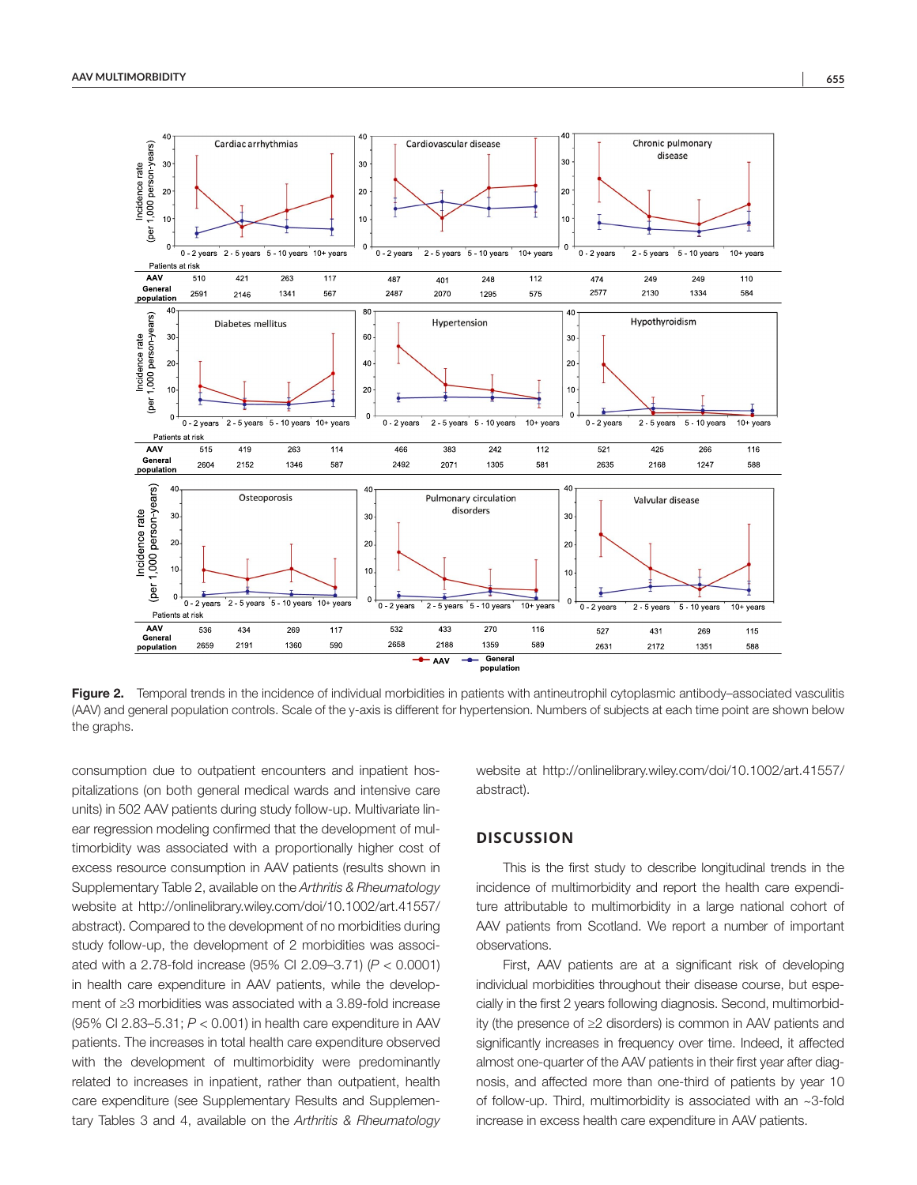Figure 2. Temporal trends in the incidence of individual morbidities in patients with antineutrophil cytoplasmic antibody–associated vasculitis (AAV) and general population controls. Scale of the y-axis is different for hypertension. Numbers of subjects at each time point are shown below the graphs.

consumption due to outpatient encounters and inpatient hospitalizations (on both general medical wards and intensive care units) in 502 AAV patients during study follow-up. Multivariate linear regression modeling confirmed that the development of multimorbidity was associated with a proportionally higher cost of excess resource consumption in AAV patients (results shown in Supplementary Table 2, available on the *Arthritis & Rheumatology* website at http://onlinelibrary.wiley.com/doi/10.1002/art.41557/abstract). Compared to the development of no morbidities during study follow-up, the development of 2 morbidities was associated with a 2.78-fold increase (95% CI 2.09–3.71) ($P < 0.0001$) in health care expenditure in AAV patients, while the development of ≥3 morbidities was associated with a 3.89-fold increase (95% CI 2.83–5.31; $P < 0.001$) in health care expenditure in AAV patients. The increases in total health care expenditure observed with the development of multimorbidity were predominantly related to increases in inpatient, rather than outpatient, health care expenditure (see Supplementary Results and Supplementary Tables 3 and 4, available on the *Arthritis & Rheumatology* website at http://onlinelibrary.wiley.com/doi/10.1002/art.41557/abstract).

## DISCUSSION

This is the first study to describe longitudinal trends in the incidence of multimorbidity and report the health care expenditure attributable to multimorbidity in a large national cohort of AAV patients from Scotland. We report a number of important observations.

First, AAV patients are at a significant risk of developing individual morbidities throughout their disease course, but especially in the first 2 years following diagnosis. Second, multimorbidity (the presence of ≥2 disorders) is common in AAV patients and significantly increases in frequency over time. Indeed, it affected almost one-quarter of the AAV patients in their first year after diagnosis, and affected more than one-third of patients by year 10 of follow-up. Third, multimorbidity is associated with an ~3-fold increase in excess health care expenditure in AAV patients.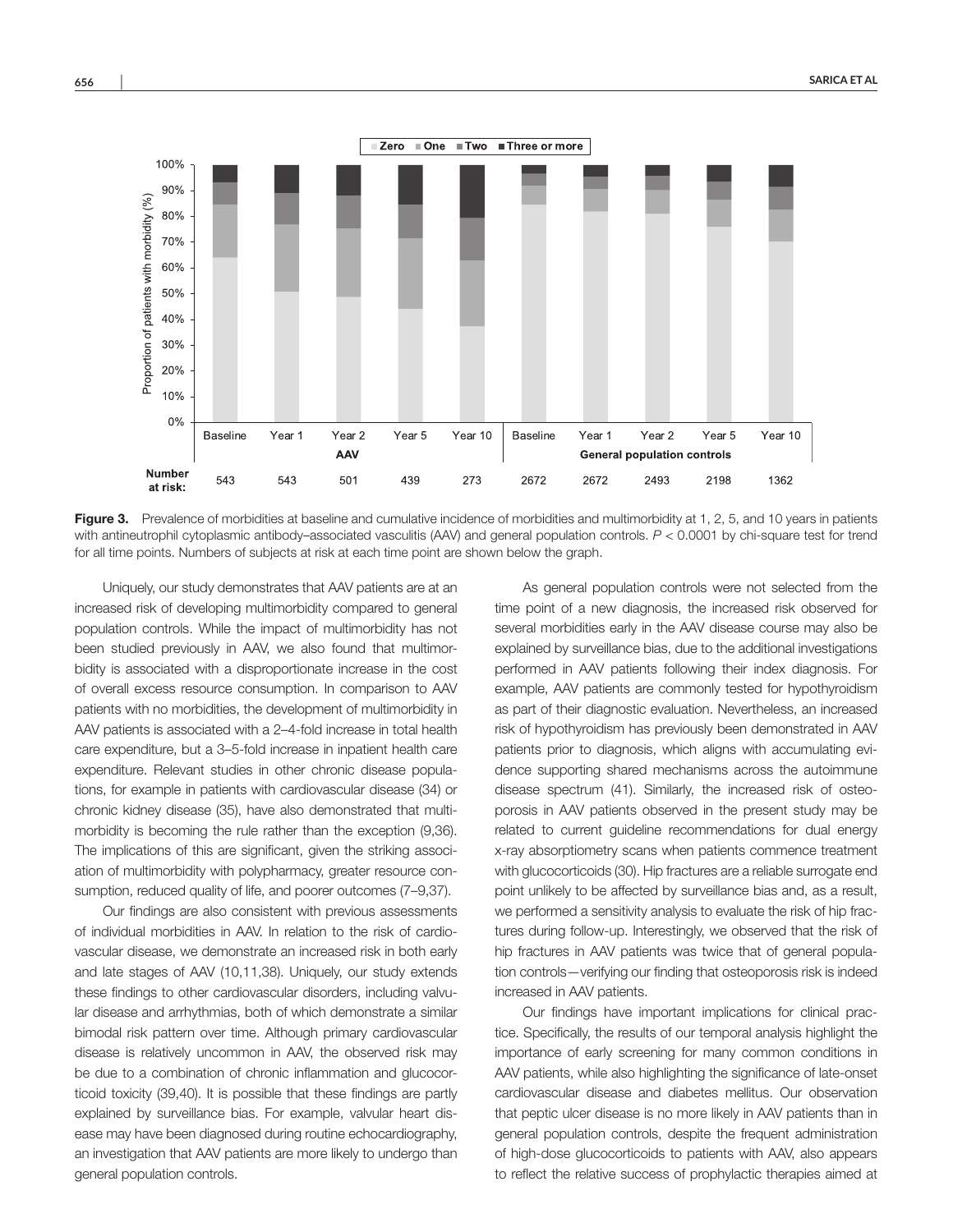**Figure 3.** Prevalence of morbidities at baseline and cumulative incidence of morbidities and multimorbidity at 1, 2, 5, and 10 years in patients with antineutrophil cytoplasmic antibody–associated vasculitis (AAV) and general population controls. $P < 0.0001$ by chi-square test for trend for all time points. Numbers of subjects at risk at each time point are shown below the graph.

Uniquely, our study demonstrates that AAV patients are at an increased risk of developing multimorbidity compared to general population controls. While the impact of multimorbidity has not been studied previously in AAV, we also found that multimorbidity is associated with a disproportionate increase in the cost of overall excess resource consumption. In comparison to AAV patients with no morbidities, the development of multimorbidity in AAV patients is associated with a 2–4-fold increase in total health care expenditure, but a 3–5-fold increase in inpatient health care expenditure. Relevant studies in other chronic disease populations, for example in patients with cardiovascular disease (34) or chronic kidney disease (35), have also demonstrated that multimorbidity is becoming the rule rather than the exception (9,36). The implications of this are significant, given the striking association of multimorbidity with polypharmacy, greater resource consumption, reduced quality of life, and poorer outcomes (7–9,37).

Our findings are also consistent with previous assessments of individual morbidities in AAV. In relation to the risk of cardiovascular disease, we demonstrate an increased risk in both early and late stages of AAV (10,11,38). Uniquely, our study extends these findings to other cardiovascular disorders, including valvular disease and arrhythmias, both of which demonstrate a similar bimodal risk pattern over time. Although primary cardiovascular disease is relatively uncommon in AAV, the observed risk may be due to a combination of chronic inflammation and glucocorticoid toxicity (39,40). It is possible that these findings are partly explained by surveillance bias. For example, valvular heart disease may have been diagnosed during routine echocardiography, an investigation that AAV patients are more likely to undergo than general population controls.

As general population controls were not selected from the time point of a new diagnosis, the increased risk observed for several morbidities early in the AAV disease course may also be explained by surveillance bias, due to the additional investigations performed in AAV patients following their index diagnosis. For example, AAV patients are commonly tested for hypothyroidism as part of their diagnostic evaluation. Nevertheless, an increased risk of hypothyroidism has previously been demonstrated in AAV patients prior to diagnosis, which aligns with accumulating evidence supporting shared mechanisms across the autoimmune disease spectrum (41). Similarly, the increased risk of osteoporosis in AAV patients observed in the present study may be related to current guideline recommendations for dual energy x-ray absorptiometry scans when patients commence treatment with glucocorticoids (30). Hip fractures are a reliable surrogate end point unlikely to be affected by surveillance bias and, as a result, we performed a sensitivity analysis to evaluate the risk of hip fractures during follow-up. Interestingly, we observed that the risk of hip fractures in AAV patients was twice that of general population controls—verifying our finding that osteoporosis risk is indeed increased in AAV patients.

Our findings have important implications for clinical practice. Specifically, the results of our temporal analysis highlight the importance of early screening for many common conditions in AAV patients, while also highlighting the significance of late-onset cardiovascular disease and diabetes mellitus. Our observation that peptic ulcer disease is no more likely in AAV patients than in general population controls, despite the frequent administration of high-dose glucocorticoids to patients with AAV, also appears to reflect the relative success of prophylactic therapies aimed at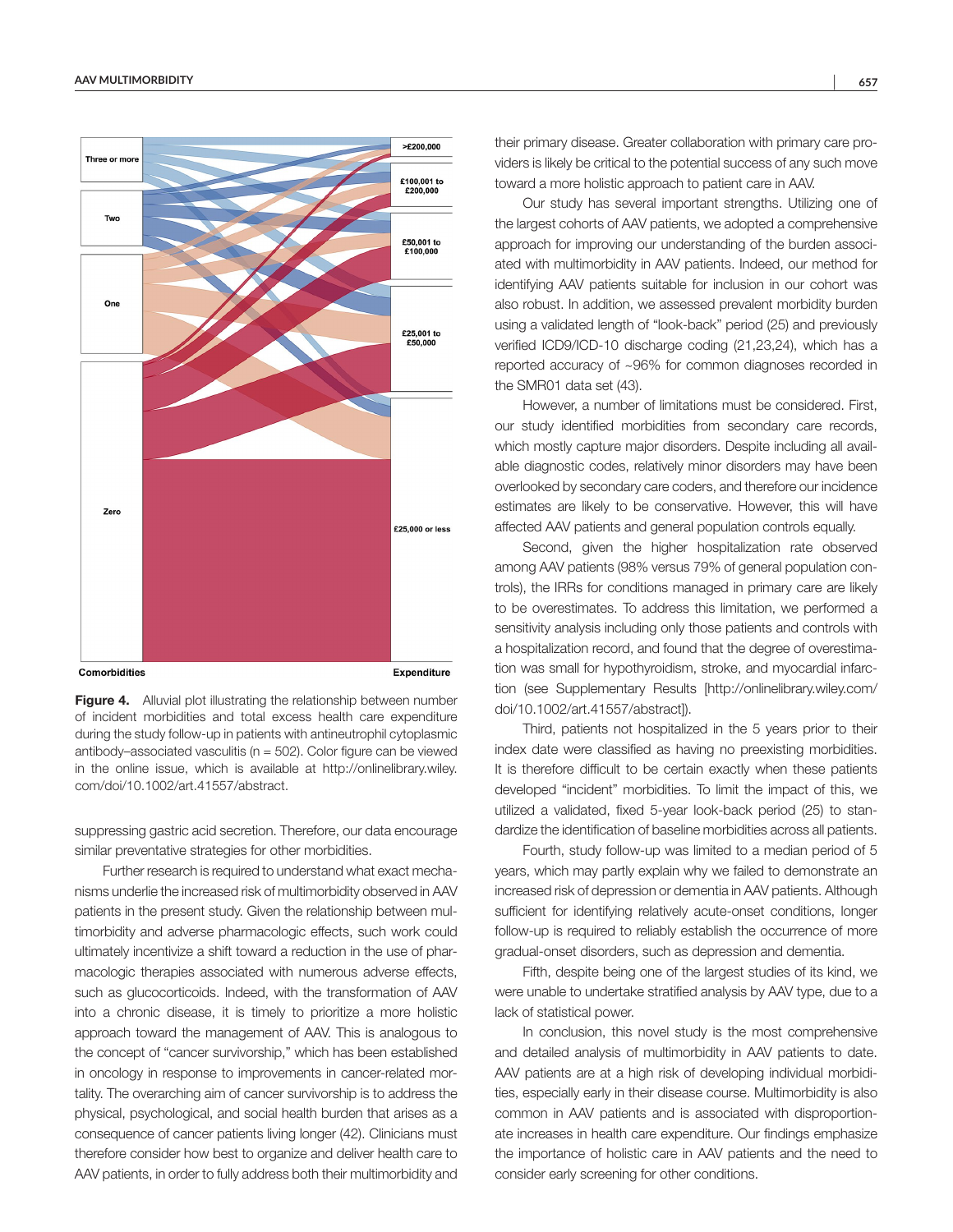Comorbidities

Three or more

Two

One

Zero

Expenditure

>£200,000

£100,001 to £200,000

£50,001 to £100,000

£25,001 to £50,000

£25,000 or less

**Figure 4.** Alluvial plot illustrating the relationship between number of incident morbidities and total excess health care expenditure during the study follow-up in patients with antineutrophil cytoplasmic antibody–associated vasculitis (n = 502). Color figure can be viewed in the online issue, which is available at http://onlinelibrary.wiley.com/doi/10.1002/art.41557/abstract.

suppressing gastric acid secretion. Therefore, our data encourage similar preventative strategies for other morbidities.

Further research is required to understand what exact mechanisms underlie the increased risk of multimorbidity observed in AAV patients in the present study. Given the relationship between multimorbidity and adverse pharmacologic effects, such work could ultimately incentivize a shift toward a reduction in the use of pharmacologic therapies associated with numerous adverse effects, such as glucocorticoids. Indeed, with the transformation of AAV into a chronic disease, it is timely to prioritize a more holistic approach toward the management of AAV. This is analogous to the concept of "cancer survivorship," which has been established in oncology in response to improvements in cancer-related mortality. The overarching aim of cancer survivorship is to address the physical, psychological, and social health burden that arises as a consequence of cancer patients living longer (42). Clinicians must therefore consider how best to organize and deliver health care to AAV patients, in order to fully address both their multimorbidity and their primary disease. Greater collaboration with primary care providers is likely be critical to the potential success of any such move toward a more holistic approach to patient care in AAV.

Our study has several important strengths. Utilizing one of the largest cohorts of AAV patients, we adopted a comprehensive approach for improving our understanding of the burden associated with multimorbidity in AAV patients. Indeed, our method for identifying AAV patients suitable for inclusion in our cohort was also robust. In addition, we assessed prevalent morbidity burden using a validated length of "look-back" period (25) and previously verified ICD9/ICD-10 discharge coding (21,23,24), which has a reported accuracy of ~96% for common diagnoses recorded in the SMR01 data set (43).

However, a number of limitations must be considered. First, our study identified morbidities from secondary care records, which mostly capture major disorders. Despite including all available diagnostic codes, relatively minor disorders may have been overlooked by secondary care coders, and therefore our incidence estimates are likely to be conservative. However, this will have affected AAV patients and general population controls equally.

Second, given the higher hospitalization rate observed among AAV patients (98% versus 79% of general population controls), the IRRs for conditions managed in primary care are likely to be overestimates. To address this limitation, we performed a sensitivity analysis including only those patients and controls with a hospitalization record, and found that the degree of overestimation was small for hypothyroidism, stroke, and myocardial infarction (see Supplementary Results [http://onlinelibrary.wiley.com/doi/10.1002/art.41557/abstract]).

Third, patients not hospitalized in the 5 years prior to their index date were classified as having no preexisting morbidities. It is therefore difficult to be certain exactly when these patients developed "incident" morbidities. To limit the impact of this, we utilized a validated, fixed 5-year look-back period (25) to standardize the identification of baseline morbidities across all patients.

Fourth, study follow-up was limited to a median period of 5 years, which may partly explain why we failed to demonstrate an increased risk of depression or dementia in AAV patients. Although sufficient for identifying relatively acute-onset conditions, longer follow-up is required to reliably establish the occurrence of more gradual-onset disorders, such as depression and dementia.

Fifth, despite being one of the largest studies of its kind, we were unable to undertake stratified analysis by AAV type, due to a lack of statistical power.

In conclusion, this novel study is the most comprehensive and detailed analysis of multimorbidity in AAV patients to date. AAV patients are at a high risk of developing individual morbidities, especially early in their disease course. Multimorbidity is also common in AAV patients and is associated with disproportionate increases in health care expenditure. Our findings emphasize the importance of holistic care in AAV patients and the need to consider early screening for other conditions.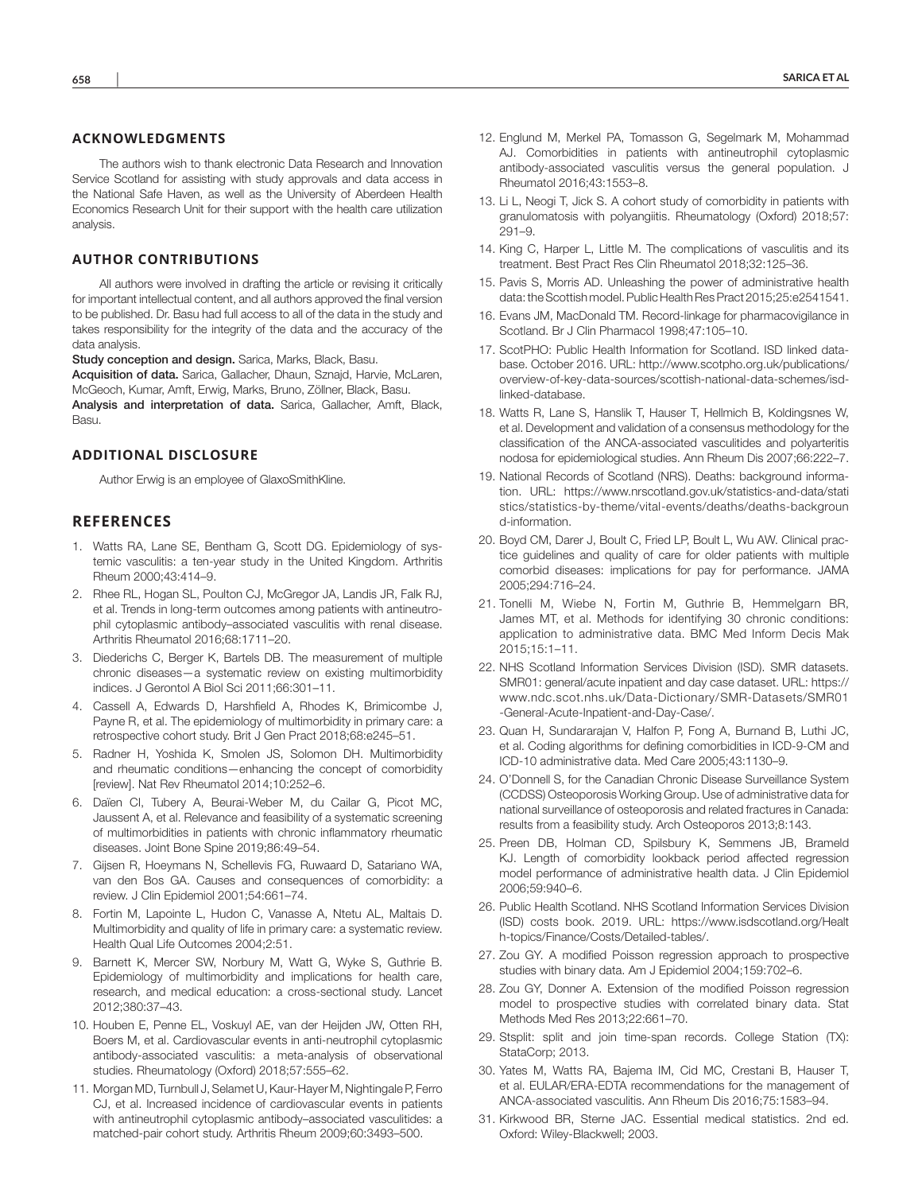## ACKNOWLEDGMENTS

The authors wish to thank electronic Data Research and Innovation Service Scotland for assisting with study approvals and data access in the National Safe Haven, as well as the University of Aberdeen Health Economics Research Unit for their support with the health care utilization analysis.

## AUTHOR CONTRIBUTIONS

All authors were involved in drafting the article or revising it critically for important intellectual content, and all authors approved the final version to be published. Dr. Basu had full access to all of the data in the study and takes responsibility for the integrity of the data and the accuracy of the data analysis.

**Study conception and design.** Sarica, Marks, Black, Basu.

**Acquisition of data.** Sarica, Gallacher, Dhaun, Sznajd, Harvie, McLaren, McGeoch, Kumar, Amft, Erwig, Marks, Bruno, Zöllner, Black, Basu.

**Analysis and interpretation of data.** Sarica, Gallacher, Amft, Black, Basu.

## ADDITIONAL DISCLOSURE

Author Erwig is an employee of GlaxoSmithKline.

## REFERENCES

1. Watts RA, Lane SE, Bentham G, Scott DG. Epidemiology of systemic vasculitis: a ten-year study in the United Kingdom. Arthritis Rheum 2000;43:414–9.
2. Rhee RL, Hogan SL, Poulton CJ, McGregor JA, Landis JR, Falk RJ, et al. Trends in long-term outcomes among patients with antineutrophil cytoplasmic antibody–associated vasculitis with renal disease. Arthritis Rheumatol 2016;68:1711–20.
3. Diederichs C, Berger K, Bartels DB. The measurement of multiple chronic diseases—a systematic review on existing multimorbidity indices. J Gerontol A Biol Sci 2011;66:301–11.
4. Cassell A, Edwards D, Harshfield A, Rhodes K, Brimicombe J, Payne R, et al. The epidemiology of multimorbidity in primary care: a retrospective cohort study. Brit J Gen Pract 2018;68:e245–51.
5. Radner H, Yoshida K, Smolen JS, Solomon DH. Multimorbidity and rheumatic conditions—enhancing the concept of comorbidity [review]. Nat Rev Rheumatol 2014;10:252–6.
6. Daïen CI, Tubery A, Beurai-Weber M, du Cailar G, Picot MC, Jaussent A, et al. Relevance and feasibility of a systematic screening of multimorbidities in patients with chronic inflammatory rheumatic diseases. Joint Bone Spine 2019;86:49–54.
7. Gijsen R, Hoeymans N, Schellevis FG, Ruwaard D, Satariano WA, van den Bos GA. Causes and consequences of comorbidity: a review. J Clin Epidemiol 2001;54:661–74.
8. Fortin M, Lapointe L, Hudon C, Vanasse A, Ntetu AL, Maltais D. Multimorbidity and quality of life in primary care: a systematic review. Health Qual Life Outcomes 2004;2:51.
9. Barnett K, Mercer SW, Norbury M, Watt G, Wyke S, Guthrie B. Epidemiology of multimorbidity and implications for health care, research, and medical education: a cross-sectional study. Lancet 2012;380:37–43.
10. Houben E, Penne EL, Voskuyl AE, van der Heijden JW, Otten RH, Boers M, et al. Cardiovascular events in anti-neutrophil cytoplasmic antibody-associated vasculitis: a meta-analysis of observational studies. Rheumatology (Oxford) 2018;57:555–62.
11. Morgan MD, Turnbull J, Selamet U, Kaur-Hayer M, Nightingale P, Ferro CJ, et al. Increased incidence of cardiovascular events in patients with antineutrophil cytoplasmic antibody–associated vasculitides: a matched-pair cohort study. Arthritis Rheum 2009;60:3493–500.
12. Englund M, Merkel PA, Tomasson G, Segelmark M, Mohammad AJ. Comorbidities in patients with antineutrophil cytoplasmic antibody-associated vasculitis versus the general population. J Rheumatol 2016;43:1553–8.
13. Li L, Neogi T, Jick S. A cohort study of comorbidity in patients with granulomatosis with polyangiitis. Rheumatology (Oxford) 2018;57: 291–9.
14. King C, Harper L, Little M. The complications of vasculitis and its treatment. Best Pract Res Clin Rheumatol 2018;32:125–36.
15. Pavis S, Morris AD. Unleashing the power of administrative health data: the Scottish model. Public Health Res Pract 2015;25:e2541541.
16. Evans JM, MacDonald TM. Record-linkage for pharmacovigilance in Scotland. Br J Clin Pharmacol 1998;47:105–10.
17. ScotPHO: Public Health Information for Scotland. ISD linked database. October 2016. URL: http://www.scotpho.org.uk/publications/overview-of-key-data-sources/scottish-national-data-schemes/isd-linked-database.
18. Watts R, Lane S, Hanslik T, Hauser T, Hellmich B, Koldingsnes W, et al. Development and validation of a consensus methodology for the classification of the ANCA-associated vasculitides and polyarteritis nodosa for epidemiological studies. Ann Rheum Dis 2007;66:222–7.
19. National Records of Scotland (NRS). Deaths: background information. URL: https://www.nrscotland.gov.uk/statistics-and-data/statistics/statistics-by-theme/vital-events/deaths/deaths-background-information.
20. Boyd CM, Darer J, Boult C, Fried LP, Boult L, Wu AW. Clinical practice guidelines and quality of care for older patients with multiple comorbid diseases: implications for pay for performance. JAMA 2005;294:716–24.
21. Tonelli M, Wiebe N, Fortin M, Guthrie B, Hemmelgarn BR, James MT, et al. Methods for identifying 30 chronic conditions: application to administrative data. BMC Med Inform Decis Mak 2015;15:1–11.
22. NHS Scotland Information Services Division (ISD). SMR datasets. SMR01: general/acute inpatient and day case dataset. URL: https://www.ndc.scot.nhs.uk/Data-Dictionary/SMR-Datasets/SMR01-General-Acute-Inpatient-and-Day-Case/.
23. Quan H, Sundararajan V, Halfon P, Fong A, Burnand B, Luthi JC, et al. Coding algorithms for defining comorbidities in ICD-9-CM and ICD-10 administrative data. Med Care 2005;43:1130–9.
24. O'Donnell S, for the Canadian Chronic Disease Surveillance System (CCDSS) Osteoporosis Working Group. Use of administrative data for national surveillance of osteoporosis and related fractures in Canada: results from a feasibility study. Arch Osteoporos 2013;8:143.
25. Preen DB, Holman CD, Spilsbury K, Semmens JB, Brameld KJ. Length of comorbidity lookback period affected regression model performance of administrative health data. J Clin Epidemiol 2006;59:940–6.
26. Public Health Scotland. NHS Scotland Information Services Division (ISD) costs book. 2019. URL: https://www.isdscotland.org/Health-topics/Finance/Costs/Detailed-tables/.
27. Zou GY. A modified Poisson regression approach to prospective studies with binary data. Am J Epidemiol 2004;159:702–6.
28. Zou GY, Donner A. Extension of the modified Poisson regression model to prospective studies with correlated binary data. Stat Methods Med Res 2013;22:661–70.
29. Stsplit: split and join time-span records. College Station (TX): StataCorp; 2013.
30. Yates M, Watts RA, Bajema IM, Cid MC, Crestani B, Hauser T, et al. EULAR/ERA-EDTA recommendations for the management of ANCA-associated vasculitis. Ann Rheum Dis 2016;75:1583–94.
31. Kirkwood BR, Sterne JAC. Essential medical statistics. 2nd ed. Oxford: Wiley-Blackwell; 2003.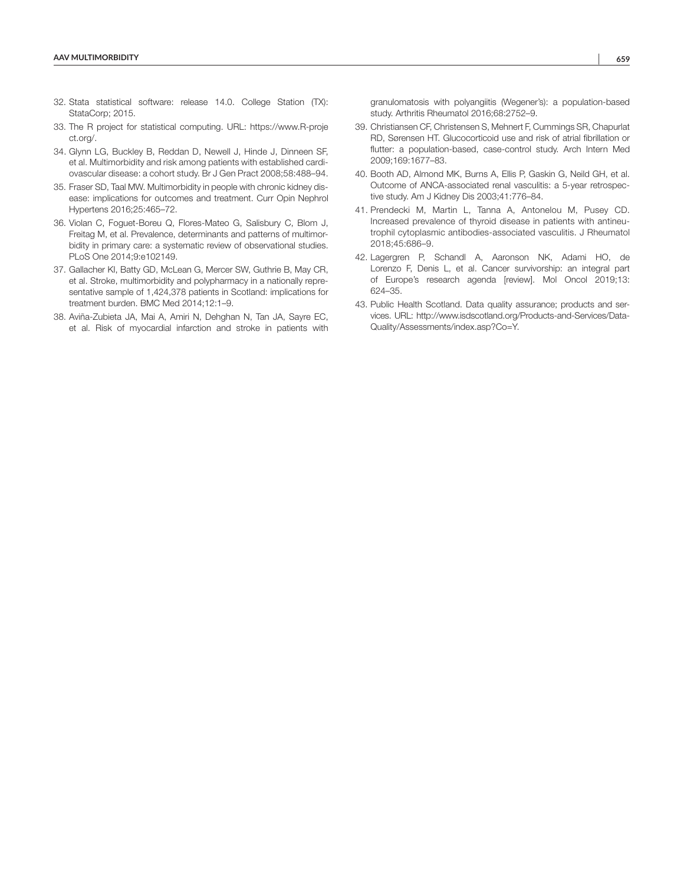32. Stata statistical software: release 14.0. College Station (TX): StataCorp; 2015.
33. The R project for statistical computing. URL: https://www.R-project.org/.
34. Glynn LG, Buckley B, Reddan D, Newell J, Hinde J, Dinneen SF, et al. Multimorbidity and risk among patients with established cardiovascular disease: a cohort study. Br J Gen Pract 2008;58:488–94.
35. Fraser SD, Taal MW. Multimorbidity in people with chronic kidney disease: implications for outcomes and treatment. Curr Opin Nephrol Hypertens 2016;25:465–72.
36. Violan C, Foguet-Boreu Q, Flores-Mateo G, Salisbury C, Blom J, Freitag M, et al. Prevalence, determinants and patterns of multimorbidity in primary care: a systematic review of observational studies. PLoS One 2014;9:e102149.
37. Gallacher KI, Batty GD, McLean G, Mercer SW, Guthrie B, May CR, et al. Stroke, multimorbidity and polypharmacy in a nationally representative sample of 1,424,378 patients in Scotland: implications for treatment burden. BMC Med 2014;12:1–9.
38. Aviña-Zubieta JA, Mai A, Amiri N, Dehghan N, Tan JA, Sayre EC, et al. Risk of myocardial infarction and stroke in patients with granulomatosis with polyangiitis (Wegener's): a population-based study. Arthritis Rheumatol 2016;68:2752–9.
39. Christiansen CF, Christensen S, Mehnert F, Cummings SR, Chapurlat RD, Sørensen HT. Glucocorticoid use and risk of atrial fibrillation or flutter: a population-based, case-control study. Arch Intern Med 2009;169:1677–83.
40. Booth AD, Almond MK, Burns A, Ellis P, Gaskin G, Neild GH, et al. Outcome of ANCA-associated renal vasculitis: a 5-year retrospective study. Am J Kidney Dis 2003;41:776–84.
41. Prendecki M, Martin L, Tanna A, Antonelou M, Pusey CD. Increased prevalence of thyroid disease in patients with antineutrophil cytoplasmic antibodies-associated vasculitis. J Rheumatol 2018;45:686–9.
42. Lagergren P, Schandl A, Aaronson NK, Adami HO, de Lorenzo F, Denis L, et al. Cancer survivorship: an integral part of Europe's research agenda [review]. Mol Oncol 2019;13: 624–35.
43. Public Health Scotland. Data quality assurance; products and services. URL: http://www.isdscotland.org/Products-and-Services/Data-Quality/Assessments/index.asp?Co=Y.